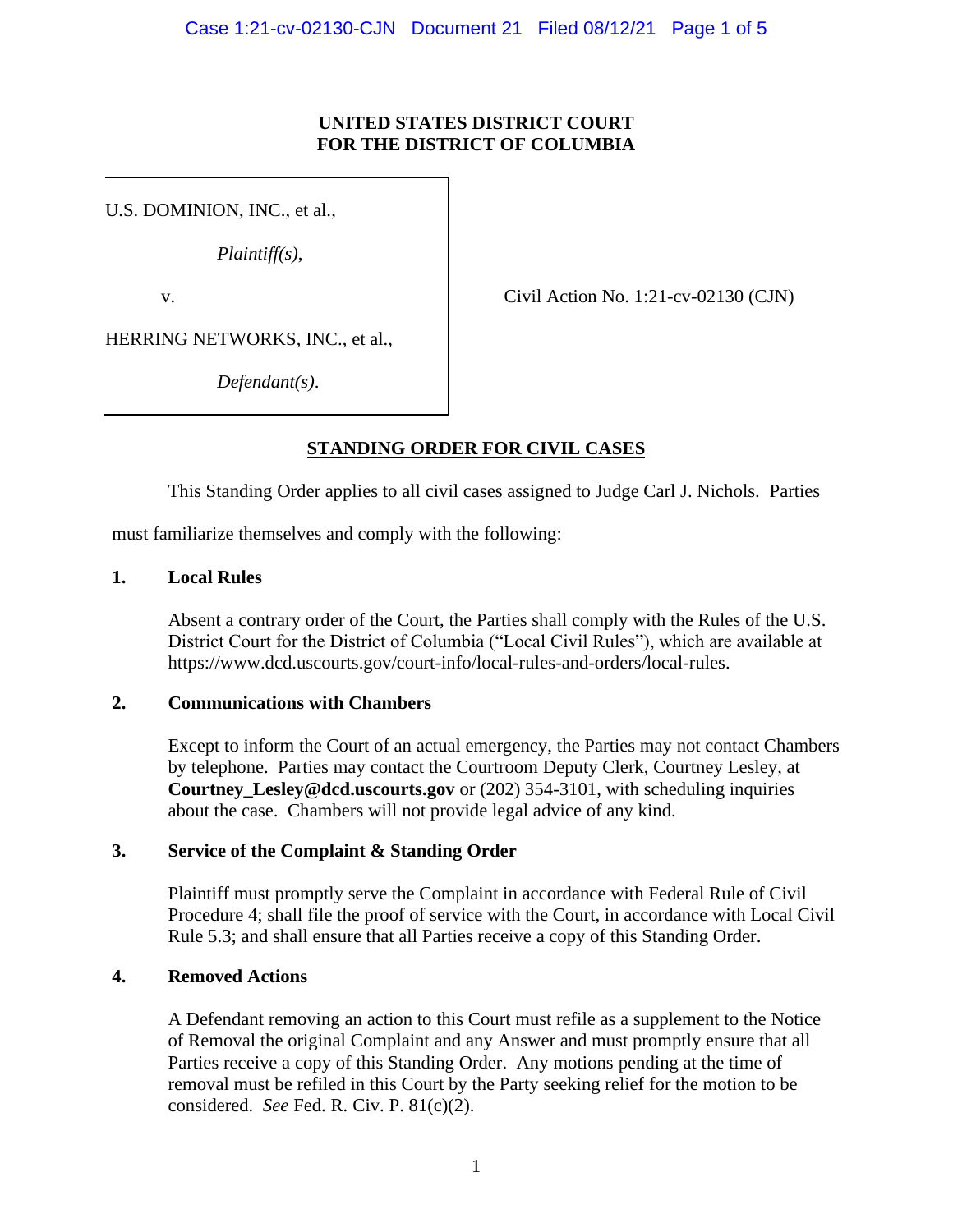**UNITED STATES DISTRICT COURT**
**FOR THE DISTRICT OF COLUMBIA**

U.S. DOMINION, INC., et al.,

*Plaintiff(s)*,

v.

HERRING NETWORKS, INC., et al.,

*Defendant(s)*.

Civil Action No. 1:21-cv-02130 (CJN)

## STANDING ORDER FOR CIVIL CASES

This Standing Order applies to all civil cases assigned to Judge Carl J. Nichols. Parties must familiarize themselves and comply with the following:

### 1. Local Rules

Absent a contrary order of the Court, the Parties shall comply with the Rules of the U.S. District Court for the District of Columbia ("Local Civil Rules"), which are available at https://www.dcd.uscourts.gov/court-info/local-rules-and-orders/local-rules.

### 2. Communications with Chambers

Except to inform the Court of an actual emergency, the Parties may not contact Chambers by telephone. Parties may contact the Courtroom Deputy Clerk, Courtney Lesley, at **Courtney_Lesley@dcd.uscourts.gov** or (202) 354-3101, with scheduling inquiries about the case. Chambers will not provide legal advice of any kind.

### 3. Service of the Complaint & Standing Order

Plaintiff must promptly serve the Complaint in accordance with Federal Rule of Civil Procedure 4; shall file the proof of service with the Court, in accordance with Local Civil Rule 5.3; and shall ensure that all Parties receive a copy of this Standing Order.

### 4. Removed Actions

A Defendant removing an action to this Court must refile as a supplement to the Notice of Removal the original Complaint and any Answer and must promptly ensure that all Parties receive a copy of this Standing Order. Any motions pending at the time of removal must be refiled in this Court by the Party seeking relief for the motion to be considered. *See* Fed. R. Civ. P. 81(c)(2).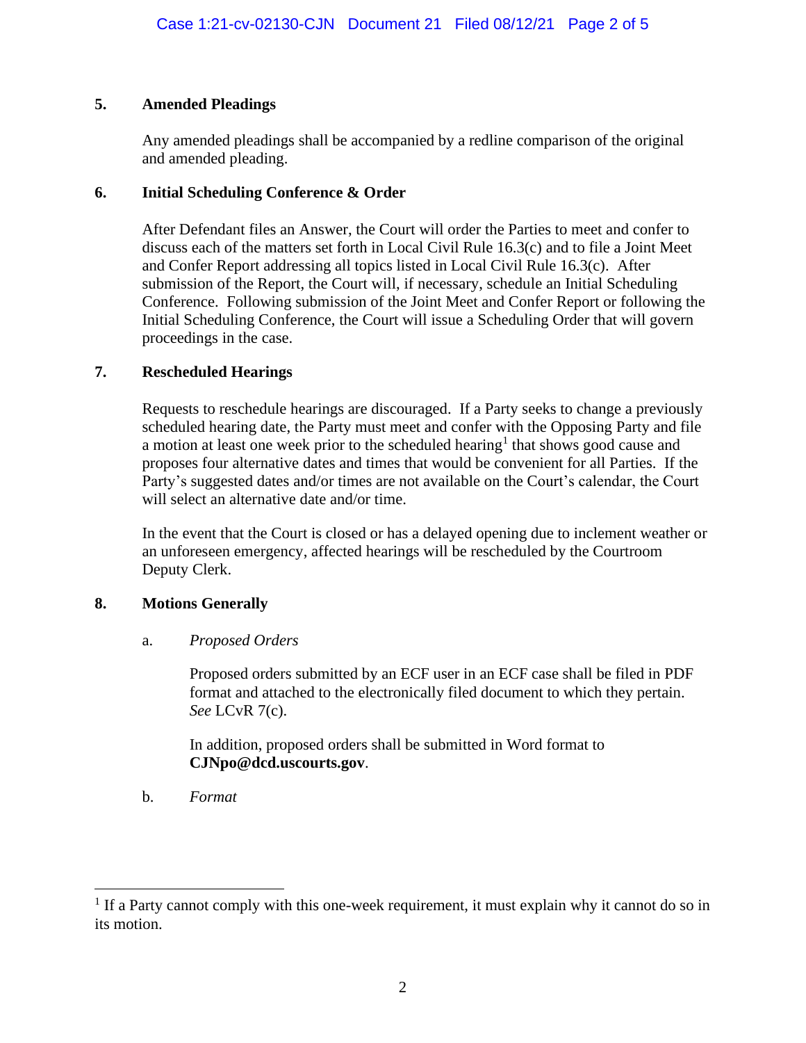## 5. Amended Pleadings

Any amended pleadings shall be accompanied by a redline comparison of the original and amended pleading.

## 6. Initial Scheduling Conference & Order

After Defendant files an Answer, the Court will order the Parties to meet and confer to discuss each of the matters set forth in Local Civil Rule 16.3(c) and to file a Joint Meet and Confer Report addressing all topics listed in Local Civil Rule 16.3(c). After submission of the Report, the Court will, if necessary, schedule an Initial Scheduling Conference. Following submission of the Joint Meet and Confer Report or following the Initial Scheduling Conference, the Court will issue a Scheduling Order that will govern proceedings in the case.

## 7. Rescheduled Hearings

Requests to reschedule hearings are discouraged. If a Party seeks to change a previously scheduled hearing date, the Party must meet and confer with the Opposing Party and file a motion at least one week prior to the scheduled hearing[1] that shows good cause and proposes four alternative dates and times that would be convenient for all Parties. If the Party's suggested dates and/or times are not available on the Court's calendar, the Court will select an alternative date and/or time.

In the event that the Court is closed or has a delayed opening due to inclement weather or an unforeseen emergency, affected hearings will be rescheduled by the Courtroom Deputy Clerk.

## 8. Motions Generally

### a. *Proposed Orders*

Proposed orders submitted by an ECF user in an ECF case shall be filed in PDF format and attached to the electronically filed document to which they pertain. *See* LCvR 7(c).

In addition, proposed orders shall be submitted in Word format to **CJNpo@dcd.uscourts.gov**.

### b. *Format*

---

[1] If a Party cannot comply with this one-week requirement, it must explain why it cannot do so in its motion.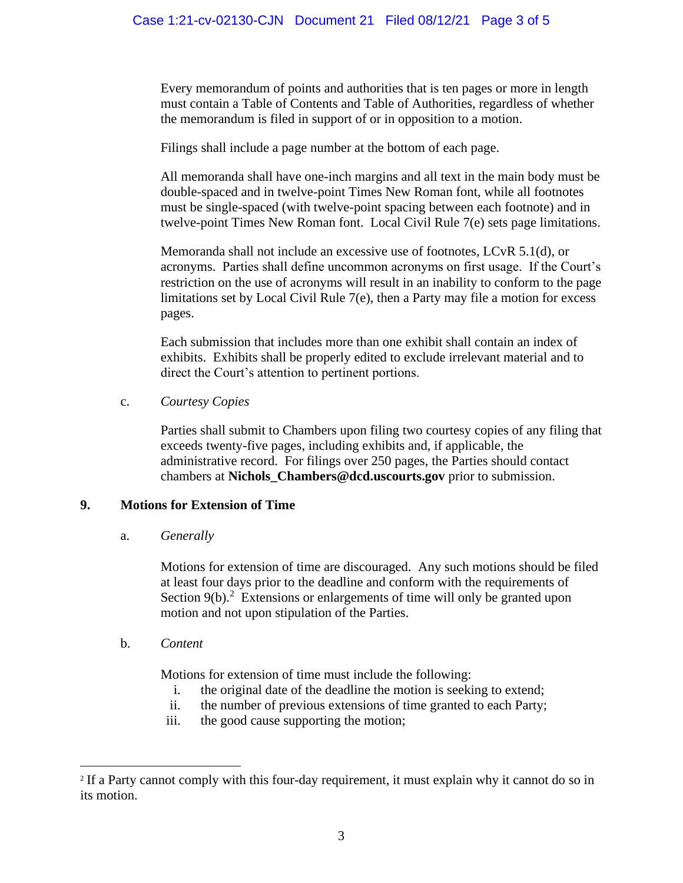Every memorandum of points and authorities that is ten pages or more in length must contain a Table of Contents and Table of Authorities, regardless of whether the memorandum is filed in support of or in opposition to a motion.

Filings shall include a page number at the bottom of each page.

All memoranda shall have one-inch margins and all text in the main body must be double-spaced and in twelve-point Times New Roman font, while all footnotes must be single-spaced (with twelve-point spacing between each footnote) and in twelve-point Times New Roman font. Local Civil Rule 7(e) sets page limitations.

Memoranda shall not include an excessive use of footnotes, LCvR 5.1(d), or acronyms. Parties shall define uncommon acronyms on first usage. If the Court's restriction on the use of acronyms will result in an inability to conform to the page limitations set by Local Civil Rule 7(e), then a Party may file a motion for excess pages.

Each submission that includes more than one exhibit shall contain an index of exhibits. Exhibits shall be properly edited to exclude irrelevant material and to direct the Court's attention to pertinent portions.

c. *Courtesy Copies*

Parties shall submit to Chambers upon filing two courtesy copies of any filing that exceeds twenty-five pages, including exhibits and, if applicable, the administrative record. For filings over 250 pages, the Parties should contact chambers at **Nichols_Chambers@dcd.uscourts.gov** prior to submission.

## 9. Motions for Extension of Time

a. *Generally*

Motions for extension of time are discouraged. Any such motions should be filed at least four days prior to the deadline and conform with the requirements of Section 9(b).[2] Extensions or enlargements of time will only be granted upon motion and not upon stipulation of the Parties.

b. *Content*

Motions for extension of time must include the following:

i. the original date of the deadline the motion is seeking to extend;
ii. the number of previous extensions of time granted to each Party;
iii. the good cause supporting the motion;

[2] If a Party cannot comply with this four-day requirement, it must explain why it cannot do so in its motion.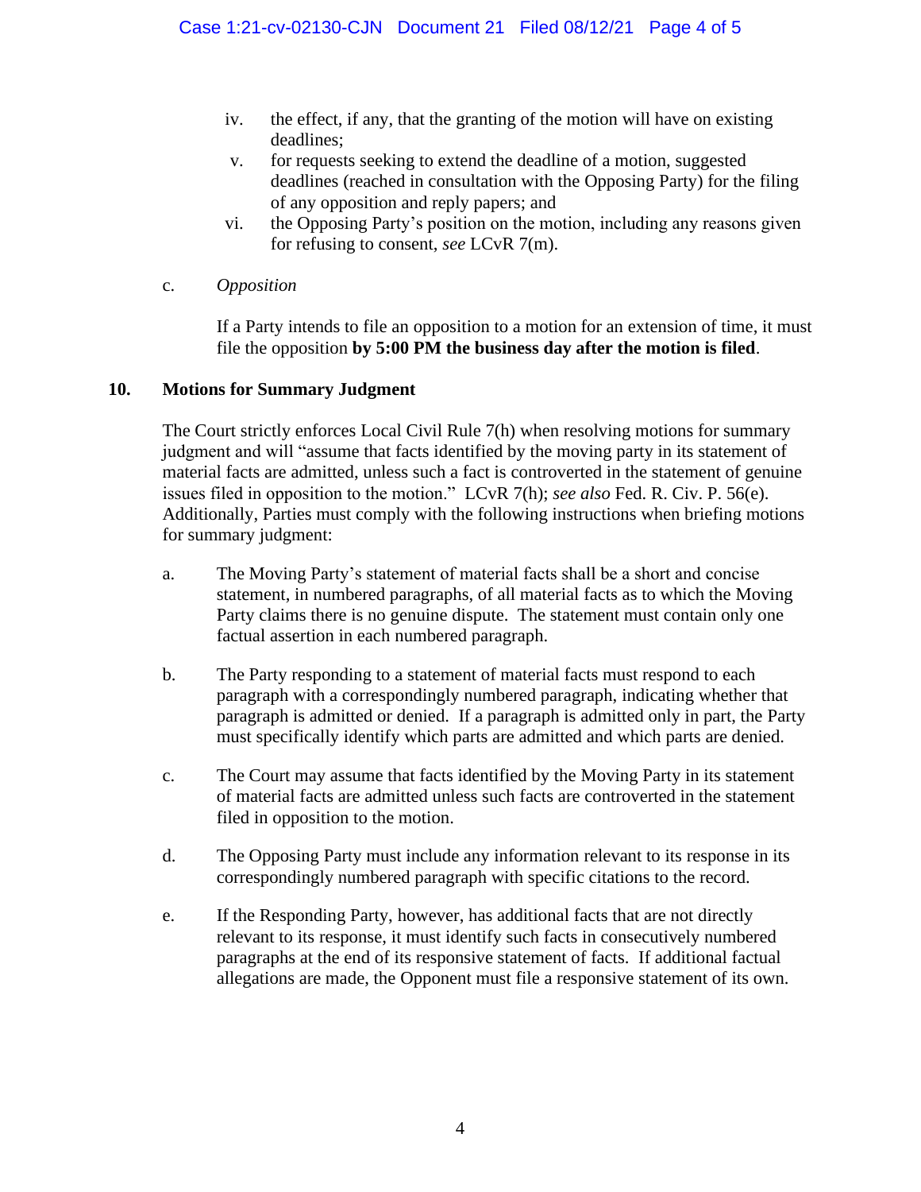iv. the effect, if any, that the granting of the motion will have on existing deadlines;

v. for requests seeking to extend the deadline of a motion, suggested deadlines (reached in consultation with the Opposing Party) for the filing of any opposition and reply papers; and

vi. the Opposing Party's position on the motion, including any reasons given for refusing to consent, *see* LCvR 7(m).

c. *Opposition*

If a Party intends to file an opposition to a motion for an extension of time, it must file the opposition **by 5:00 PM the business day after the motion is filed**.

## 10. Motions for Summary Judgment

The Court strictly enforces Local Civil Rule 7(h) when resolving motions for summary judgment and will "assume that facts identified by the moving party in its statement of material facts are admitted, unless such a fact is controverted in the statement of genuine issues filed in opposition to the motion." LCvR 7(h); *see also* Fed. R. Civ. P. 56(e). Additionally, Parties must comply with the following instructions when briefing motions for summary judgment:

a. The Moving Party's statement of material facts shall be a short and concise statement, in numbered paragraphs, of all material facts as to which the Moving Party claims there is no genuine dispute. The statement must contain only one factual assertion in each numbered paragraph.

b. The Party responding to a statement of material facts must respond to each paragraph with a correspondingly numbered paragraph, indicating whether that paragraph is admitted or denied. If a paragraph is admitted only in part, the Party must specifically identify which parts are admitted and which parts are denied.

c. The Court may assume that facts identified by the Moving Party in its statement of material facts are admitted unless such facts are controverted in the statement filed in opposition to the motion.

d. The Opposing Party must include any information relevant to its response in its correspondingly numbered paragraph with specific citations to the record.

e. If the Responding Party, however, has additional facts that are not directly relevant to its response, it must identify such facts in consecutively numbered paragraphs at the end of its responsive statement of facts. If additional factual allegations are made, the Opponent must file a responsive statement of its own.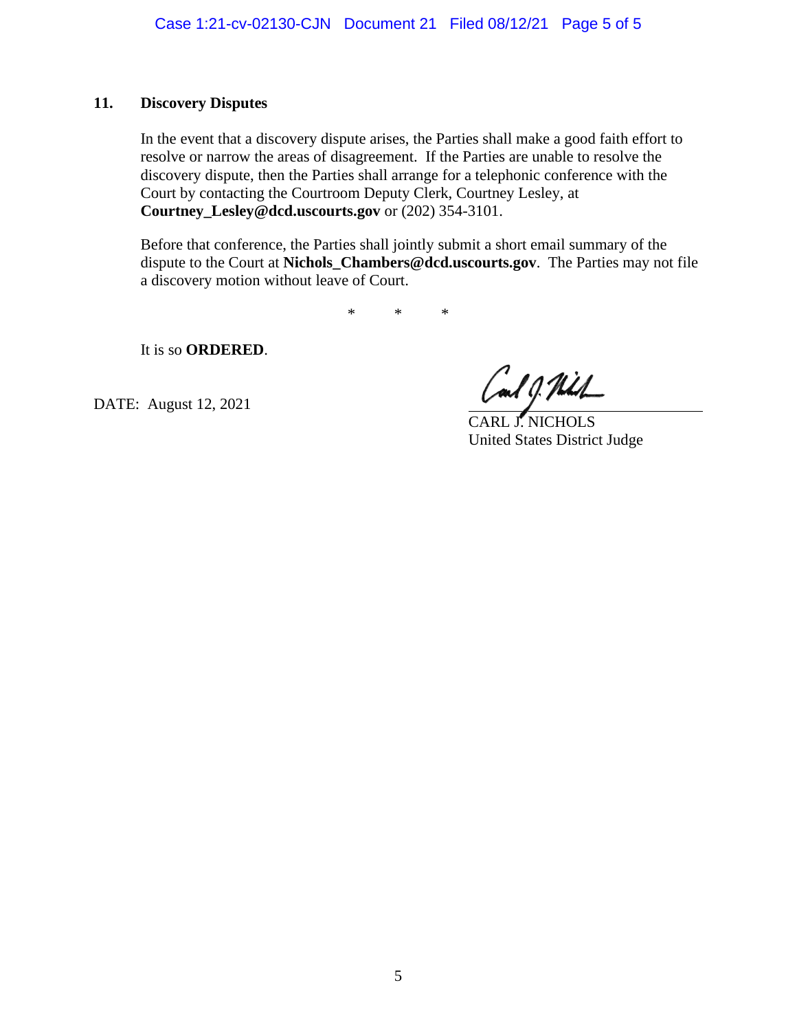## 11. Discovery Disputes

In the event that a discovery dispute arises, the Parties shall make a good faith effort to resolve or narrow the areas of disagreement. If the Parties are unable to resolve the discovery dispute, then the Parties shall arrange for a telephonic conference with the Court by contacting the Courtroom Deputy Clerk, Courtney Lesley, at **Courtney_Lesley@dcd.uscourts.gov** or (202) 354-3101.

Before that conference, the Parties shall jointly submit a short email summary of the dispute to the Court at **Nichols_Chambers@dcd.uscourts.gov**. The Parties may not file a discovery motion without leave of Court.

\* \* \*

It is so **ORDERED**.

DATE: August 12, 2021

CARL J. NICHOLS
United States District Judge